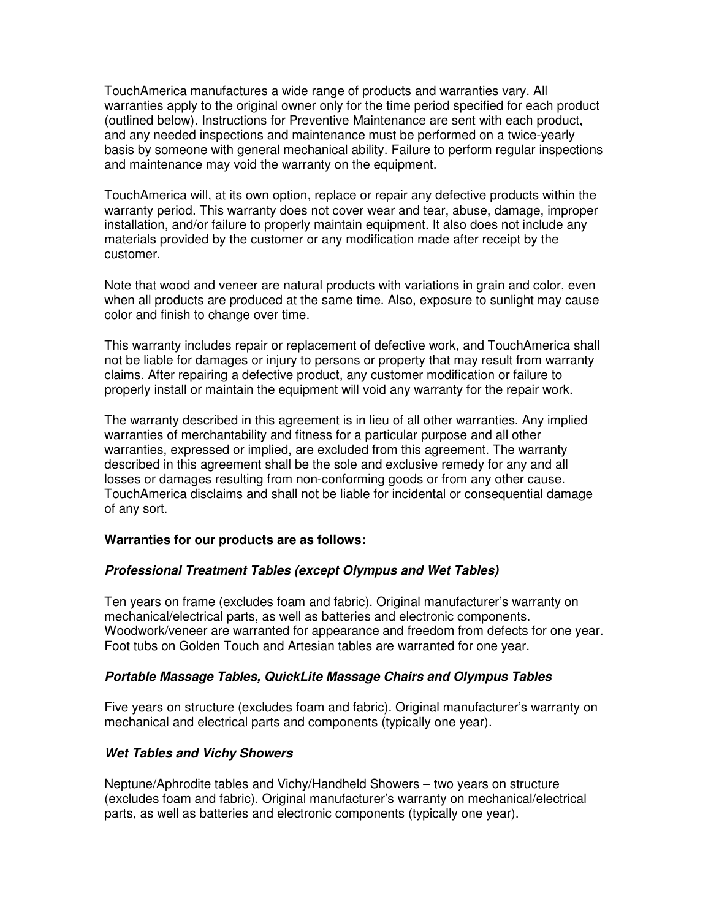TouchAmerica manufactures a wide range of products and warranties vary. All warranties apply to the original owner only for the time period specified for each product (outlined below). Instructions for Preventive Maintenance are sent with each product, and any needed inspections and maintenance must be performed on a twice-yearly basis by someone with general mechanical ability. Failure to perform regular inspections and maintenance may void the warranty on the equipment.

TouchAmerica will, at its own option, replace or repair any defective products within the warranty period. This warranty does not cover wear and tear, abuse, damage, improper installation, and/or failure to properly maintain equipment. It also does not include any materials provided by the customer or any modification made after receipt by the customer.

Note that wood and veneer are natural products with variations in grain and color, even when all products are produced at the same time. Also, exposure to sunlight may cause color and finish to change over time.

This warranty includes repair or replacement of defective work, and TouchAmerica shall not be liable for damages or injury to persons or property that may result from warranty claims. After repairing a defective product, any customer modification or failure to properly install or maintain the equipment will void any warranty for the repair work.

The warranty described in this agreement is in lieu of all other warranties. Any implied warranties of merchantability and fitness for a particular purpose and all other warranties, expressed or implied, are excluded from this agreement. The warranty described in this agreement shall be the sole and exclusive remedy for any and all losses or damages resulting from non-conforming goods or from any other cause. TouchAmerica disclaims and shall not be liable for incidental or consequential damage of any sort.

**Warranties for our products are as follows:**

***Professional Treatment Tables (except Olympus and Wet Tables)***

Ten years on frame (excludes foam and fabric). Original manufacturer's warranty on mechanical/electrical parts, as well as batteries and electronic components. Woodwork/veneer are warranted for appearance and freedom from defects for one year. Foot tubs on Golden Touch and Artesian tables are warranted for one year.

***Portable Massage Tables, QuickLite Massage Chairs and Olympus Tables***

Five years on structure (excludes foam and fabric). Original manufacturer's warranty on mechanical and electrical parts and components (typically one year).

***Wet Tables and Vichy Showers***

Neptune/Aphrodite tables and Vichy/Handheld Showers – two years on structure (excludes foam and fabric). Original manufacturer's warranty on mechanical/electrical parts, as well as batteries and electronic components (typically one year).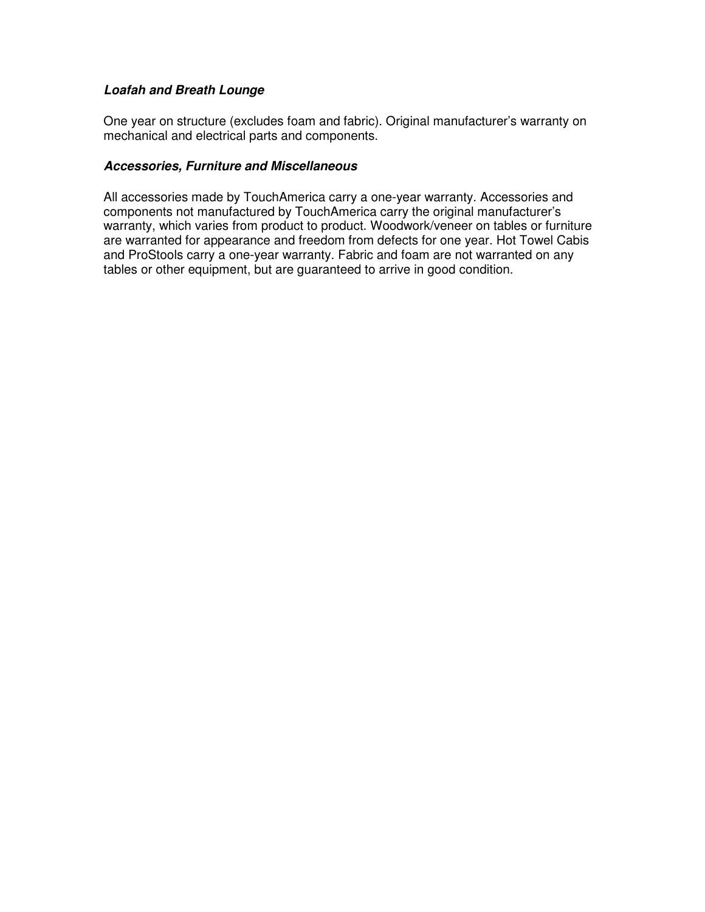***Loafah and Breath Lounge***

One year on structure (excludes foam and fabric). Original manufacturer's warranty on mechanical and electrical parts and components.

***Accessories, Furniture and Miscellaneous***

All accessories made by TouchAmerica carry a one-year warranty. Accessories and components not manufactured by TouchAmerica carry the original manufacturer's warranty, which varies from product to product. Woodwork/veneer on tables or furniture are warranted for appearance and freedom from defects for one year. Hot Towel Cabis and ProStools carry a one-year warranty. Fabric and foam are not warranted on any tables or other equipment, but are guaranteed to arrive in good condition.